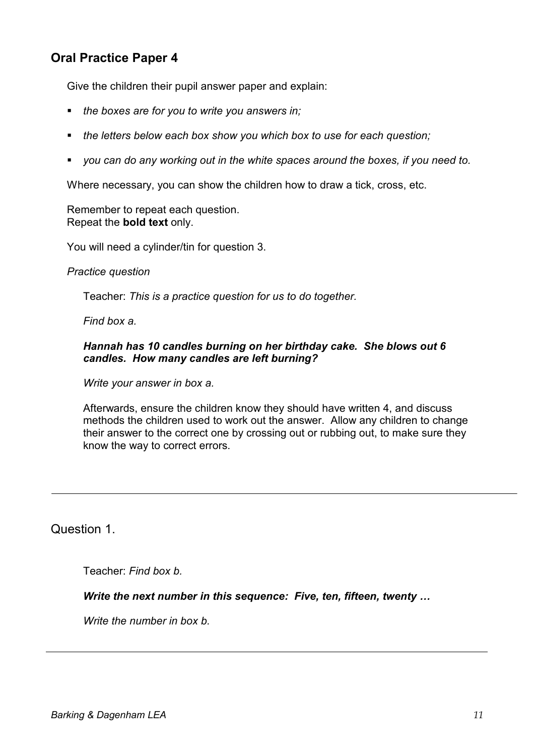## Oral Practice Paper 4

Give the children their pupil answer paper and explain:

- *the boxes are for you to write you answers in;*
- *the letters below each box show you which box to use for each question;*
- *you can do any working out in the white spaces around the boxes, if you need to.*

Where necessary, you can show the children how to draw a tick, cross, etc.

Remember to repeat each question.
Repeat the **bold text** only.

You will need a cylinder/tin for question 3.

*Practice question*

Teacher: *This is a practice question for us to do together.*

*Find box a.*

***Hannah has 10 candles burning on her birthday cake. She blows out 6 candles. How many candles are left burning?***

*Write your answer in box a.*

Afterwards, ensure the children know they should have written 4, and discuss methods the children used to work out the answer. Allow any children to change their answer to the correct one by crossing out or rubbing out, to make sure they know the way to correct errors.

---

Question 1.

Teacher: *Find box b.*

***Write the next number in this sequence: Five, ten, fifteen, twenty …***

*Write the number in box b.*

---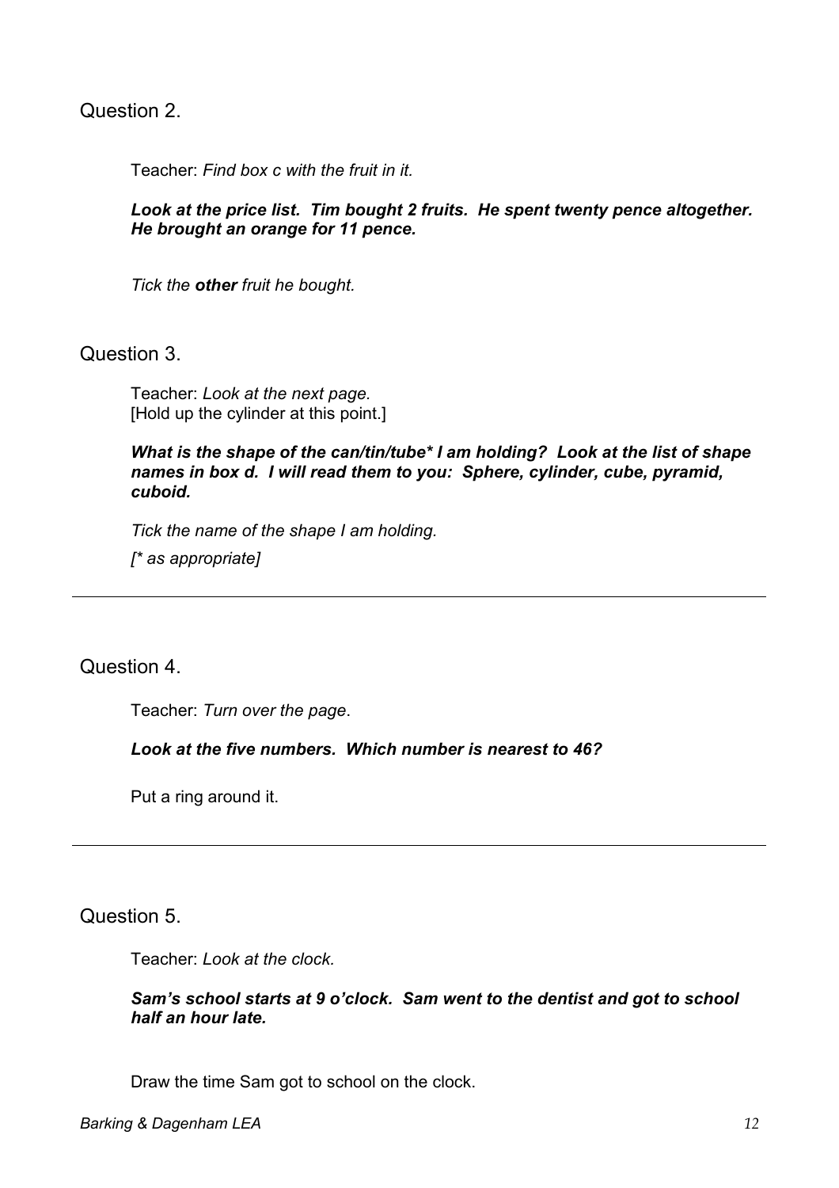Question 2.

Teacher: *Find box c with the fruit in it.*

***Look at the price list. Tim bought 2 fruits. He spent twenty pence altogether. He brought an orange for 11 pence.***

*Tick the **other** fruit he bought.*

Question 3.

Teacher: *Look at the next page.*
[Hold up the cylinder at this point.]

***What is the shape of the can/tin/tube* I am holding? Look at the list of shape names in box d. I will read them to you: Sphere, cylinder, cube, pyramid, cuboid.***

*Tick the name of the shape I am holding.*

*[* as appropriate]*

---

Question 4.

Teacher: *Turn over the page*.

***Look at the five numbers. Which number is nearest to 46?***

Put a ring around it.

---

Question 5.

Teacher: *Look at the clock.*

***Sam's school starts at 9 o'clock. Sam went to the dentist and got to school half an hour late.***

Draw the time Sam got to school on the clock.